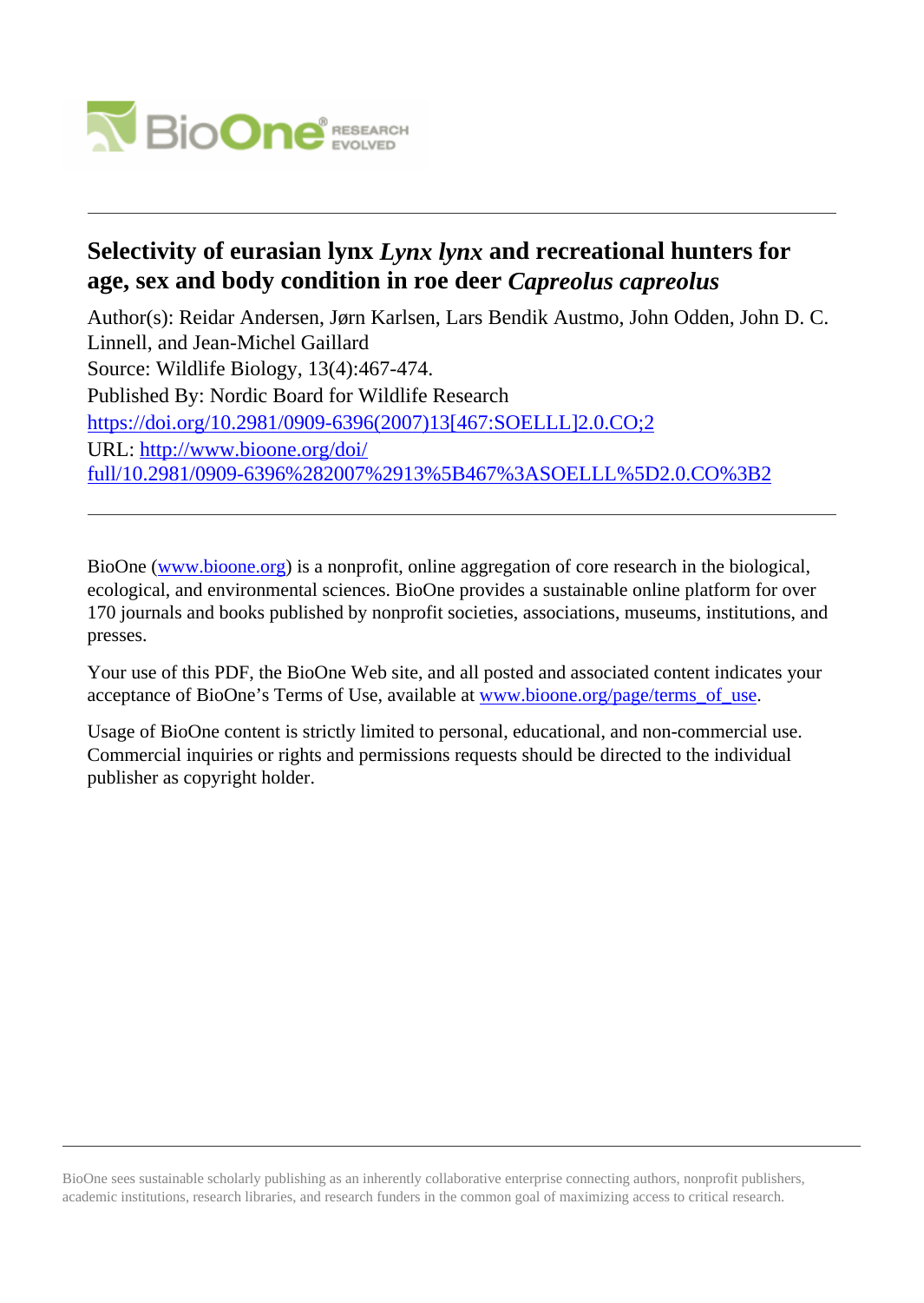# Selectivity of eurasian lynx *Lynx lynx* and recreational hunters for age, sex and body condition in roe deer *Capreolus capreolus*

Author(s): Reidar Andersen, Jørn Karlsen, Lars Bendik Austmo, John Odden, John D. C. Linnell, and Jean-Michel Gaillard

Source: Wildlife Biology, 13(4):467-474.

Published By: Nordic Board for Wildlife Research

https://doi.org/10.2981/0909-6396(2007)13[467:SOELLL]2.0.CO;2

URL: http://www.bioone.org/doi/full/10.2981/0909-6396%282007%2913%5B467%3ASOELLL%5D2.0.CO%3B2

BioOne (www.bioone.org) is a nonprofit, online aggregation of core research in the biological, ecological, and environmental sciences. BioOne provides a sustainable online platform for over 170 journals and books published by nonprofit societies, associations, museums, institutions, and presses.

Your use of this PDF, the BioOne Web site, and all posted and associated content indicates your acceptance of BioOne's Terms of Use, available at www.bioone.org/page/terms_of_use.

Usage of BioOne content is strictly limited to personal, educational, and non-commercial use. Commercial inquiries or rights and permissions requests should be directed to the individual publisher as copyright holder.

BioOne sees sustainable scholarly publishing as an inherently collaborative enterprise connecting authors, nonprofit publishers, academic institutions, research libraries, and research funders in the common goal of maximizing access to critical research.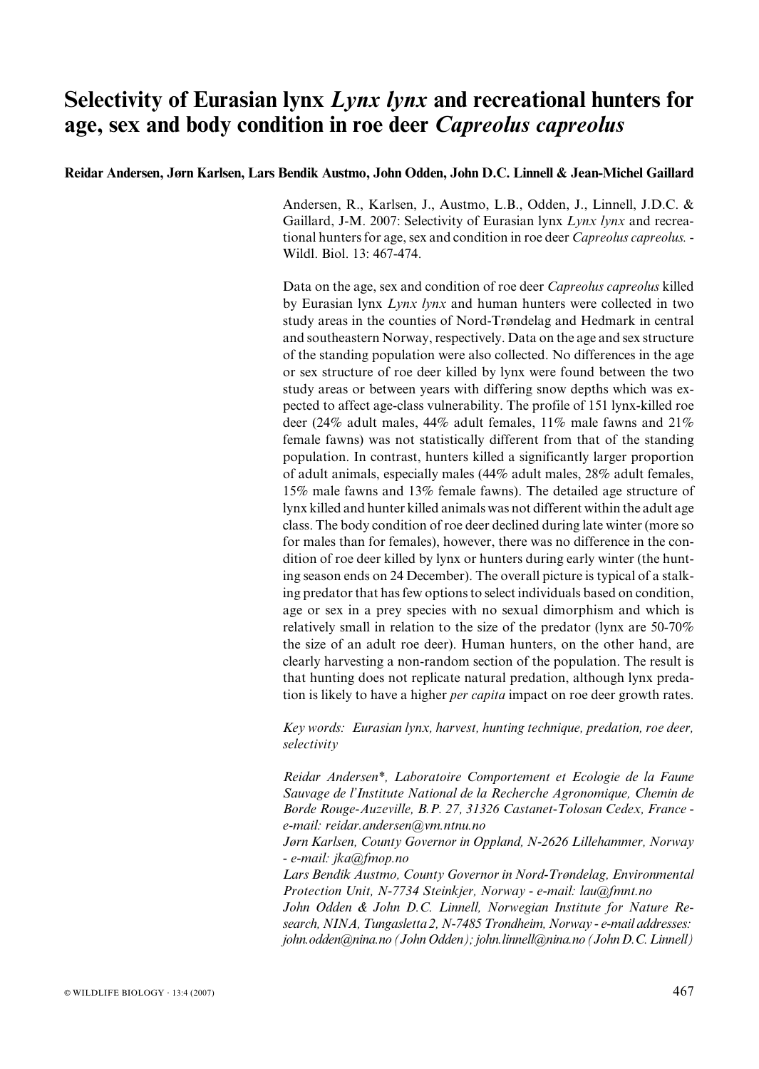# Selectivity of Eurasian lynx *Lynx lynx* and recreational hunters for age, sex and body condition in roe deer *Capreolus capreolus*

**Reidar Andersen, Jørn Karlsen, Lars Bendik Austmo, John Odden, John D.C. Linnell & Jean-Michel Gaillard**

Andersen, R., Karlsen, J., Austmo, L.B., Odden, J., Linnell, J.D.C. & Gaillard, J-M. 2007: Selectivity of Eurasian lynx *Lynx lynx* and recreational hunters for age, sex and condition in roe deer *Capreolus capreolus*. - Wildl. Biol. 13: 467-474.

Data on the age, sex and condition of roe deer *Capreolus capreolus* killed by Eurasian lynx *Lynx lynx* and human hunters were collected in two study areas in the counties of Nord-Trøndelag and Hedmark in central and southeastern Norway, respectively. Data on the age and sex structure of the standing population were also collected. No differences in the age or sex structure of roe deer killed by lynx were found between the two study areas or between years with differing snow depths which was expected to affect age-class vulnerability. The profile of 151 lynx-killed roe deer (24% adult males, 44% adult females, 11% male fawns and 21% female fawns) was not statistically different from that of the standing population. In contrast, hunters killed a significantly larger proportion of adult animals, especially males (44% adult males, 28% adult females, 15% male fawns and 13% female fawns). The detailed age structure of lynx killed and hunter killed animals was not different within the adult age class. The body condition of roe deer declined during late winter (more so for males than for females), however, there was no difference in the condition of roe deer killed by lynx or hunters during early winter (the hunting season ends on 24 December). The overall picture is typical of a stalking predator that has few options to select individuals based on condition, age or sex in a prey species with no sexual dimorphism and which is relatively small in relation to the size of the predator (lynx are 50-70% the size of an adult roe deer). Human hunters, on the other hand, are clearly harvesting a non-random section of the population. The result is that hunting does not replicate natural predation, although lynx predation is likely to have a higher *per capita* impact on roe deer growth rates.

*Key words: Eurasian lynx, harvest, hunting technique, predation, roe deer, selectivity*

*Reidar Andersen\*, Laboratoire Comportement et Ecologie de la Faune Sauvage de l'Institute National de la Recherche Agronomique, Chemin de Borde Rouge-Auzeville, B.P. 27, 31326 Castanet-Tolosan Cedex, France - e-mail: reidar.andersen@vm.ntnu.no*

*Jørn Karlsen, County Governor in Oppland, N-2626 Lillehammer, Norway - e-mail: jka@fmop.no*

*Lars Bendik Austmo, County Governor in Nord-Trøndelag, Environmental Protection Unit, N-7734 Steinkjer, Norway - e-mail: lau@fmnt.no*

*John Odden & John D.C. Linnell, Norwegian Institute for Nature Research, NINA, Tungasletta 2, N-7485 Trondheim, Norway - e-mail addresses: john.odden@nina.no (John Odden); john.linnell@nina.no (John D.C. Linnell)*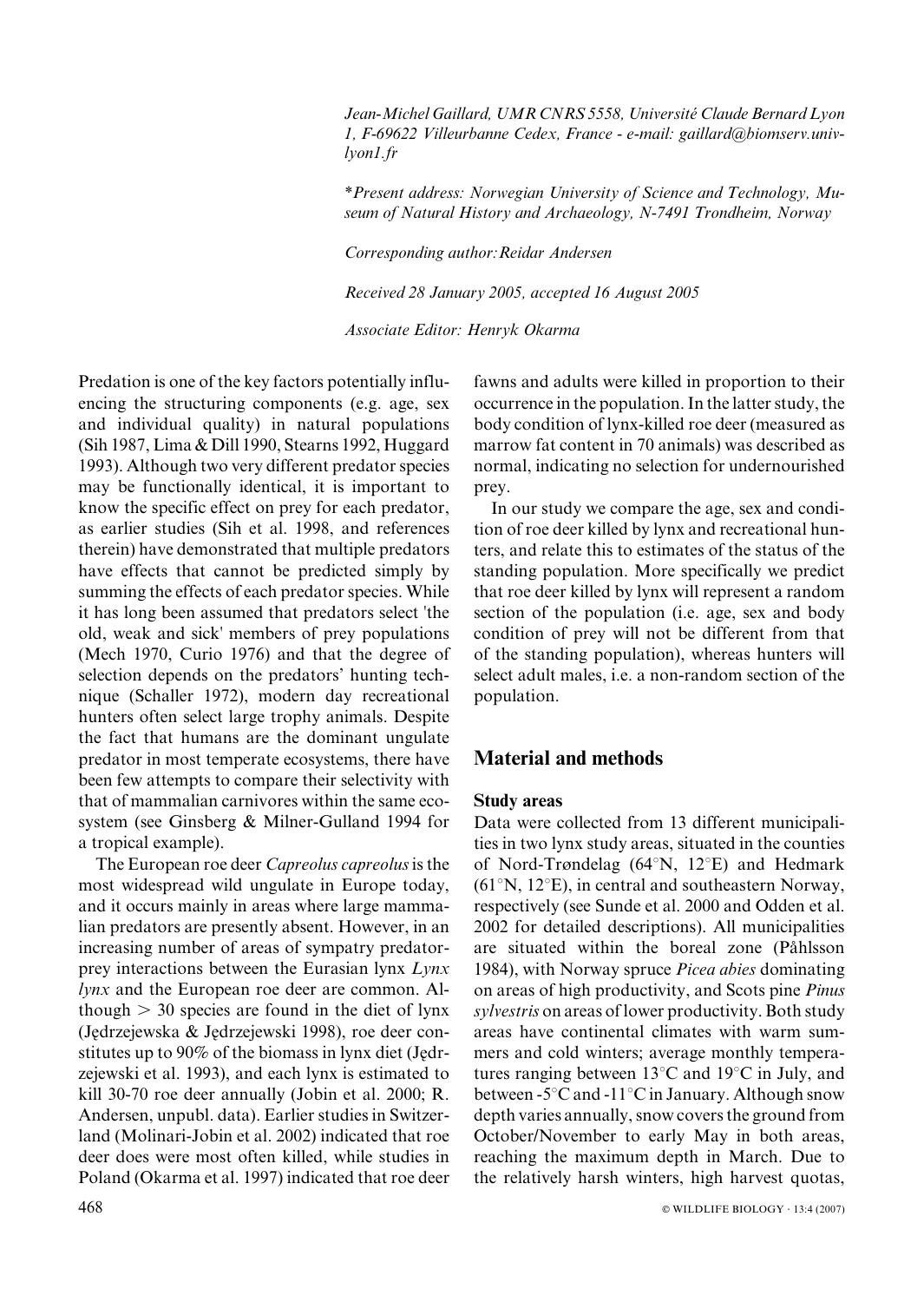*Jean-Michel Gaillard, UMR CNRS 5558, Université Claude Bernard Lyon 1, F-69622 Villeurbanne Cedex, France - e-mail: gaillard@biomserv.univ-lyon1.fr*

*\*Present address: Norwegian University of Science and Technology, Museum of Natural History and Archaeology, N-7491 Trondheim, Norway*

*Corresponding author: Reidar Andersen*

*Received 28 January 2005, accepted 16 August 2005*

*Associate Editor: Henryk Okarma*

Predation is one of the key factors potentially influencing the structuring components (e.g. age, sex and individual quality) in natural populations (Sih 1987, Lima & Dill 1990, Stearns 1992, Huggard 1993). Although two very different predator species may be functionally identical, it is important to know the specific effect on prey for each predator, as earlier studies (Sih et al. 1998, and references therein) have demonstrated that multiple predators have effects that cannot be predicted simply by summing the effects of each predator species. While it has long been assumed that predators select 'the old, weak and sick' members of prey populations (Mech 1970, Curio 1976) and that the degree of selection depends on the predators' hunting technique (Schaller 1972), modern day recreational hunters often select large trophy animals. Despite the fact that humans are the dominant ungulate predator in most temperate ecosystems, there have been few attempts to compare their selectivity with that of mammalian carnivores within the same ecosystem (see Ginsberg & Milner-Gulland 1994 for a tropical example).

The European roe deer *Capreolus capreolus* is the most widespread wild ungulate in Europe today, and it occurs mainly in areas where large mammalian predators are presently absent. However, in an increasing number of areas of sympatry predator-prey interactions between the Eurasian lynx *Lynx lynx* and the European roe deer are common. Although > 30 species are found in the diet of lynx (Jędrzejewska & Jędrzejewski 1998), roe deer constitutes up to 90% of the biomass in lynx diet (Jędrzejewski et al. 1993), and each lynx is estimated to kill 30-70 roe deer annually (Jobin et al. 2000; R. Andersen, unpubl. data). Earlier studies in Switzerland (Molinari-Jobin et al. 2002) indicated that roe deer does were most often killed, while studies in Poland (Okarma et al. 1997) indicated that roe deer fawns and adults were killed in proportion to their occurrence in the population. In the latter study, the body condition of lynx-killed roe deer (measured as marrow fat content in 70 animals) was described as normal, indicating no selection for undernourished prey.

In our study we compare the age, sex and condition of roe deer killed by lynx and recreational hunters, and relate this to estimates of the status of the standing population. More specifically we predict that roe deer killed by lynx will represent a random section of the population (i.e. age, sex and body condition of prey will not be different from that of the standing population), whereas hunters will select adult males, i.e. a non-random section of the population.

## Material and methods

### Study areas

Data were collected from 13 different municipalities in two lynx study areas, situated in the counties of Nord-Trøndelag (64°N, 12°E) and Hedmark (61°N, 12°E), in central and southeastern Norway, respectively (see Sunde et al. 2000 and Odden et al. 2002 for detailed descriptions). All municipalities are situated within the boreal zone (Påhlsson 1984), with Norway spruce *Picea abies* dominating on areas of high productivity, and Scots pine *Pinus sylvestris* on areas of lower productivity. Both study areas have continental climates with warm summers and cold winters; average monthly temperatures ranging between 13°C and 19°C in July, and between -5°C and -11°C in January. Although snow depth varies annually, snow covers the ground from October/November to early May in both areas, reaching the maximum depth in March. Due to the relatively harsh winters, high harvest quotas,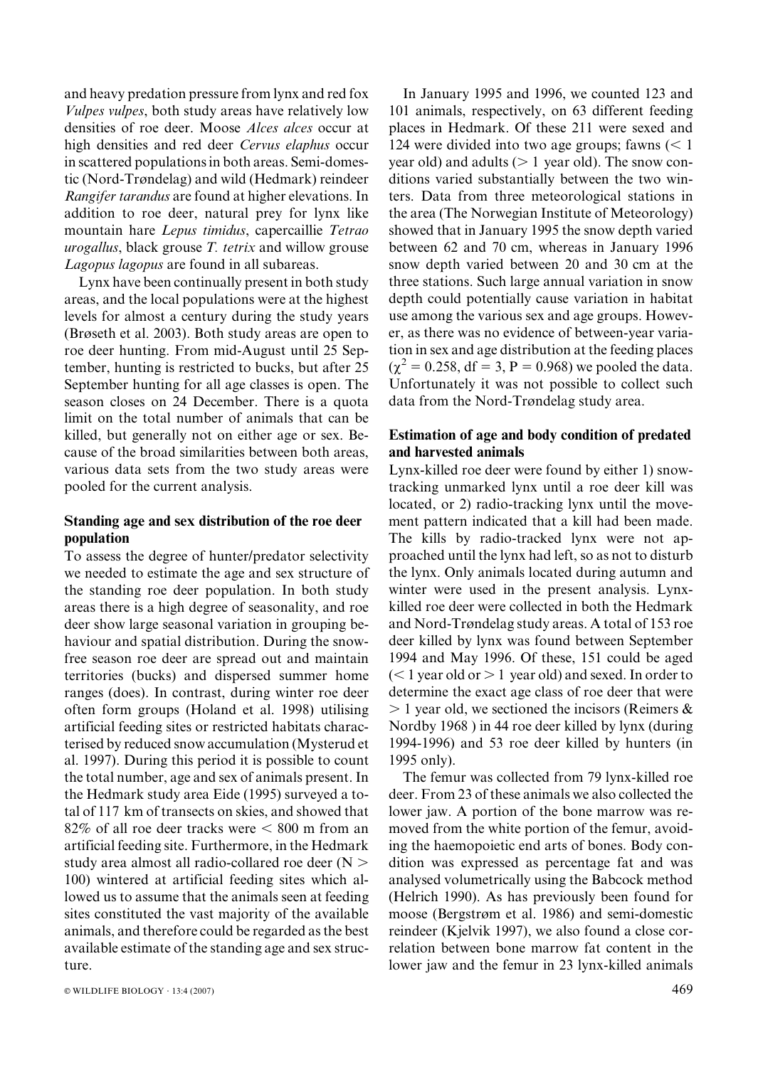and heavy predation pressure from lynx and red fox *Vulpes vulpes*, both study areas have relatively low densities of roe deer. Moose *Alces alces* occur at high densities and red deer *Cervus elaphus* occur in scattered populations in both areas. Semi-domestic (Nord-Trøndelag) and wild (Hedmark) reindeer *Rangifer tarandus* are found at higher elevations. In addition to roe deer, natural prey for lynx like mountain hare *Lepus timidus*, capercaillie *Tetrao urogallus*, black grouse *T. tetrix* and willow grouse *Lagopus lagopus* are found in all subareas.

Lynx have been continually present in both study areas, and the local populations were at the highest levels for almost a century during the study years (Brøseth et al. 2003). Both study areas are open to roe deer hunting. From mid-August until 25 September, hunting is restricted to bucks, but after 25 September hunting for all age classes is open. The season closes on 24 December. There is a quota limit on the total number of animals that can be killed, but generally not on either age or sex. Because of the broad similarities between both areas, various data sets from the two study areas were pooled for the current analysis.

### Standing age and sex distribution of the roe deer population

To assess the degree of hunter/predator selectivity we needed to estimate the age and sex structure of the standing roe deer population. In both study areas there is a high degree of seasonality, and roe deer show large seasonal variation in grouping behaviour and spatial distribution. During the snow-free season roe deer are spread out and maintain territories (bucks) and dispersed summer home ranges (does). In contrast, during winter roe deer often form groups (Holand et al. 1998) utilising artificial feeding sites or restricted habitats characterised by reduced snow accumulation (Mysterud et al. 1997). During this period it is possible to count the total number, age and sex of animals present. In the Hedmark study area Eide (1995) surveyed a total of 117 km of transects on skies, and showed that 82% of all roe deer tracks were < 800 m from an artificial feeding site. Furthermore, in the Hedmark study area almost all radio-collared roe deer (N > 100) wintered at artificial feeding sites which allowed us to assume that the animals seen at feeding sites constituted the vast majority of the available animals, and therefore could be regarded as the best available estimate of the standing age and sex structure.

In January 1995 and 1996, we counted 123 and 101 animals, respectively, on 63 different feeding places in Hedmark. Of these 211 were sexed and 124 were divided into two age groups; fawns (< 1 year old) and adults (> 1 year old). The snow conditions varied substantially between the two winters. Data from three meteorological stations in the area (The Norwegian Institute of Meteorology) showed that in January 1995 the snow depth varied between 62 and 70 cm, whereas in January 1996 snow depth varied between 20 and 30 cm at the three stations. Such large annual variation in snow depth could potentially cause variation in habitat use among the various sex and age groups. However, as there was no evidence of between-year variation in sex and age distribution at the feeding places ($\chi^2 = 0.258$, df = 3, P = 0.968) we pooled the data. Unfortunately it was not possible to collect such data from the Nord-Trøndelag study area.

### Estimation of age and body condition of predated and harvested animals

Lynx-killed roe deer were found by either 1) snow-tracking unmarked lynx until a roe deer kill was located, or 2) radio-tracking lynx until the movement pattern indicated that a kill had been made. The kills by radio-tracked lynx were not approached until the lynx had left, so as not to disturb the lynx. Only animals located during autumn and winter were used in the present analysis. Lynx-killed roe deer were collected in both the Hedmark and Nord-Trøndelag study areas. A total of 153 roe deer killed by lynx was found between September 1994 and May 1996. Of these, 151 could be aged (< 1 year old or > 1 year old) and sexed. In order to determine the exact age class of roe deer that were > 1 year old, we sectioned the incisors (Reimers & Nordby 1968 ) in 44 roe deer killed by lynx (during 1994-1996) and 53 roe deer killed by hunters (in 1995 only).

The femur was collected from 79 lynx-killed roe deer. From 23 of these animals we also collected the lower jaw. A portion of the bone marrow was removed from the white portion of the femur, avoiding the haemopoietic end arts of bones. Body condition was expressed as percentage fat and was analysed volumetrically using the Babcock method (Helrich 1990). As has previously been found for moose (Bergstrøm et al. 1986) and semi-domestic reindeer (Kjelvik 1997), we also found a close correlation between bone marrow fat content in the lower jaw and the femur in 23 lynx-killed animals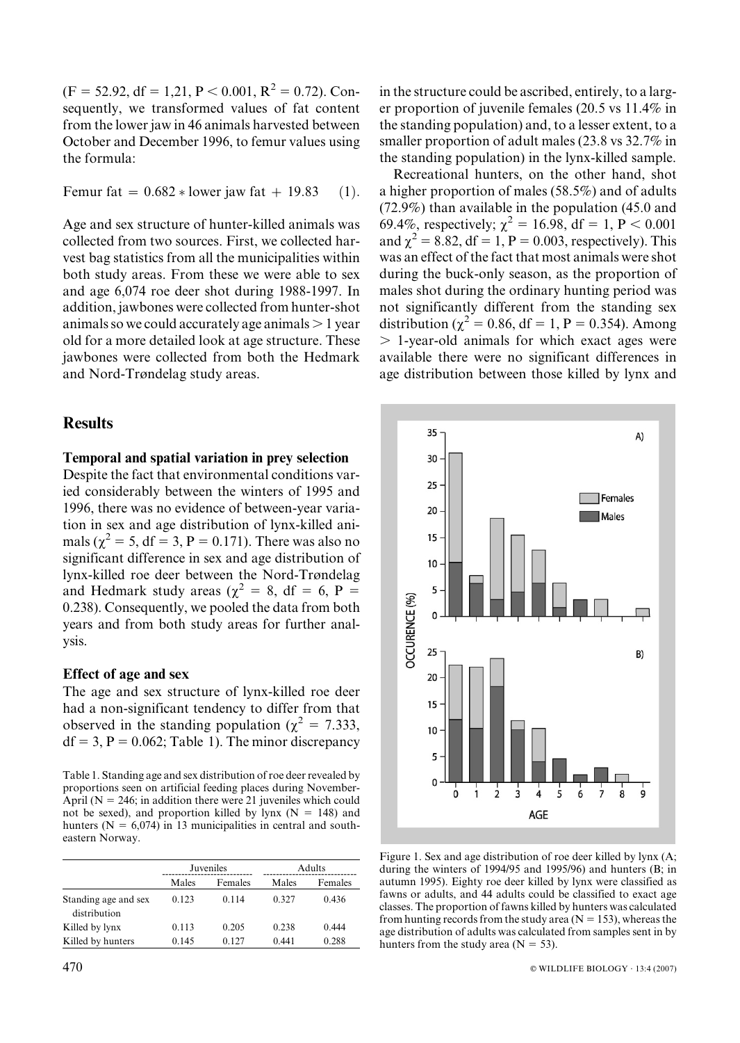(F = 52.92, df = 1,21, $P < 0.001$, $R^2 = 0.72$). Consequently, we transformed values of fat content from the lower jaw in 46 animals harvested between October and December 1996, to femur values using the formula:

$$\text{Femur fat} = 0.682 * \text{lower jaw fat} + 19.83 \quad (1).$$

Age and sex structure of hunter-killed animals was collected from two sources. First, we collected harvest bag statistics from all the municipalities within both study areas. From these we were able to sex and age 6,074 roe deer shot during 1988-1997. In addition, jawbones were collected from hunter-shot animals so we could accurately age animals > 1 year old for a more detailed look at age structure. These jawbones were collected from both the Hedmark and Nord-Trøndelag study areas.

## Results

### Temporal and spatial variation in prey selection

Despite the fact that environmental conditions varied considerably between the winters of 1995 and 1996, there was no evidence of between-year variation in sex and age distribution of lynx-killed animals ($\chi^2 = 5$, df = 3, P = 0.171). There was also no significant difference in sex and age distribution of lynx-killed roe deer between the Nord-Trøndelag and Hedmark study areas ($\chi^2 = 8$, df = 6, P = 0.238). Consequently, we pooled the data from both years and from both study areas for further analysis.

### Effect of age and sex

The age and sex structure of lynx-killed roe deer had a non-significant tendency to differ from that observed in the standing population ($\chi^2 = 7.333$, df = 3, P = 0.062; Table 1). The minor discrepancy in the structure could be ascribed, entirely, to a larger proportion of juvenile females (20.5 vs 11.4% in the standing population) and, to a lesser extent, to a smaller proportion of adult males (23.8 vs 32.7% in the standing population) in the lynx-killed sample.

Recreational hunters, on the other hand, shot a higher proportion of males (58.5%) and of adults (72.9%) than available in the population (45.0 and 69.4%, respectively; $\chi^2 = 16.98$, df = 1, $P < 0.001$ and $\chi^2 = 8.82$, df = 1, P = 0.003, respectively). This was an effect of the fact that most animals were shot during the buck-only season, as the proportion of males shot during the ordinary hunting period was not significantly different from the standing sex distribution ($\chi^2 = 0.86$, df = 1, P = 0.354). Among > 1-year-old animals for which exact ages were available there were no significant differences in age distribution between those killed by lynx and

Table 1. Standing age and sex distribution of roe deer revealed by proportions seen on artificial feeding places during November-April (N = 246; in addition there were 21 juveniles which could not be sexed), and proportion killed by lynx (N = 148) and hunters (N = 6,074) in 13 municipalities in central and southeastern Norway.

| | Juveniles | | Adults | |
|---|---|---|---|---|
| | Males | Females | Males | Females |
| Standing age and sex distribution | 0.123 | 0.114 | 0.327 | 0.436 |
| Killed by lynx | 0.113 | 0.205 | 0.238 | 0.444 |
| Killed by hunters | 0.145 | 0.127 | 0.441 | 0.288 |

Figure 1. Sex and age distribution of roe deer killed by lynx (A; during the winters of 1994/95 and 1995/96) and hunters (B; in autumn 1995). Eighty roe deer killed by lynx were classified as fawns or adults, and 44 adults could be classified to exact age classes. The proportion of fawns killed by hunters was calculated from hunting records from the study area (N = 153), whereas the age distribution of adults was calculated from samples sent in by hunters from the study area (N = 53).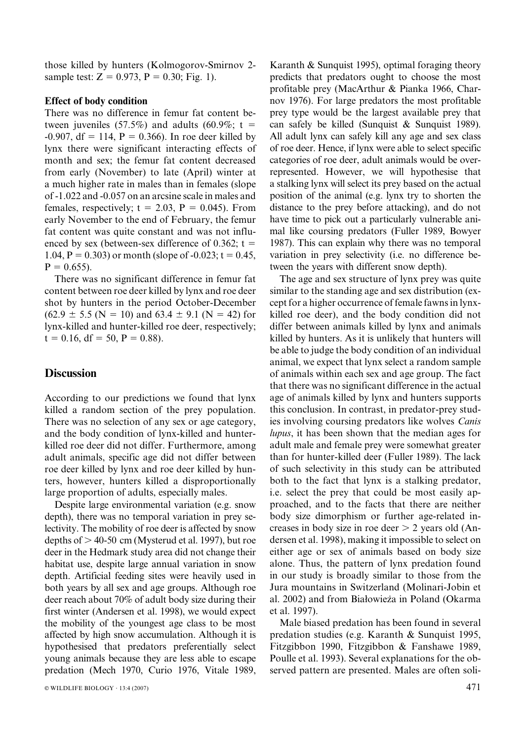those killed by hunters (Kolmogorov-Smirnov 2-sample test: $Z = 0.973$, $P = 0.30$; Fig. 1).

### Effect of body condition

There was no difference in femur fat content between juveniles (57.5%) and adults (60.9%; $t = -0.907$, $df = 114$, $P = 0.366$). In roe deer killed by lynx there were significant interacting effects of month and sex; the femur fat content decreased from early (November) to late (April) winter at a much higher rate in males than in females (slope of -1.022 and -0.057 on an arcsine scale in males and females, respectively; $t = 2.03$, $P = 0.045$). From early November to the end of February, the femur fat content was quite constant and was not influenced by sex (between-sex difference of 0.362; $t = 1.04$, $P = 0.303$) or month (slope of -0.023; $t = 0.45$, $P = 0.655$).

There was no significant difference in femur fat content between roe deer killed by lynx and roe deer shot by hunters in the period October-December ($62.9 \pm 5.5$ ($N = 10$) and $63.4 \pm 9.1$ ($N = 42$) for lynx-killed and hunter-killed roe deer, respectively; $t = 0.16$, $df = 50$, $P = 0.88$).

## Discussion

According to our predictions we found that lynx killed a random section of the prey population. There was no selection of any sex or age category, and the body condition of lynx-killed and hunter-killed roe deer did not differ. Furthermore, among adult animals, specific age did not differ between roe deer killed by lynx and roe deer killed by hunters, however, hunters killed a disproportionally large proportion of adults, especially males.

Despite large environmental variation (e.g. snow depth), there was no temporal variation in prey selectivity. The mobility of roe deer is affected by snow depths of > 40-50 cm (Mysterud et al. 1997), but roe deer in the Hedmark study area did not change their habitat use, despite large annual variation in snow depth. Artificial feeding sites were heavily used in both years by all sex and age groups. Although roe deer reach about 70% of adult body size during their first winter (Andersen et al. 1998), we would expect the mobility of the youngest age class to be most affected by high snow accumulation. Although it is hypothesised that predators preferentially select young animals because they are less able to escape predation (Mech 1970, Curio 1976, Vitale 1989, Karanth & Sunquist 1995), optimal foraging theory predicts that predators ought to choose the most profitable prey (MacArthur & Pianka 1966, Charnov 1976). For large predators the most profitable prey type would be the largest available prey that can safely be killed (Sunquist & Sunquist 1989). All adult lynx can safely kill any age and sex class of roe deer. Hence, if lynx were able to select specific categories of roe deer, adult animals would be overrepresented. However, we will hypothesise that a stalking lynx will select its prey based on the actual position of the animal (e.g. lynx try to shorten the distance to the prey before attacking), and do not have time to pick out a particularly vulnerable animal like coursing predators (Fuller 1989, Bowyer 1987). This can explain why there was no temporal variation in prey selectivity (i.e. no difference between the years with different snow depth).

The age and sex structure of lynx prey was quite similar to the standing age and sex distribution (except for a higher occurrence of female fawns in lynx-killed roe deer), and the body condition did not differ between animals killed by lynx and animals killed by hunters. As it is unlikely that hunters will be able to judge the body condition of an individual animal, we expect that lynx select a random sample of animals within each sex and age group. The fact that there was no significant difference in the actual age of animals killed by lynx and hunters supports this conclusion. In contrast, in predator-prey studies involving coursing predators like wolves *Canis lupus*, it has been shown that the median ages for adult male and female prey were somewhat greater than for hunter-killed deer (Fuller 1989). The lack of such selectivity in this study can be attributed both to the fact that lynx is a stalking predator, i.e. select the prey that could be most easily approached, and to the facts that there are neither body size dimorphism or further age-related increases in body size in roe deer > 2 years old (Andersen et al. 1998), making it impossible to select on either age or sex of animals based on body size alone. Thus, the pattern of lynx predation found in our study is broadly similar to those from the Jura mountains in Switzerland (Molinari-Jobin et al. 2002) and from Białowieża in Poland (Okarma et al. 1997).

Male biased predation has been found in several predation studies (e.g. Karanth & Sunquist 1995, Fitzgibbon 1990, Fitzgibbon & Fanshawe 1989, Poulle et al. 1993). Several explanations for the observed pattern are presented. Males are often soli-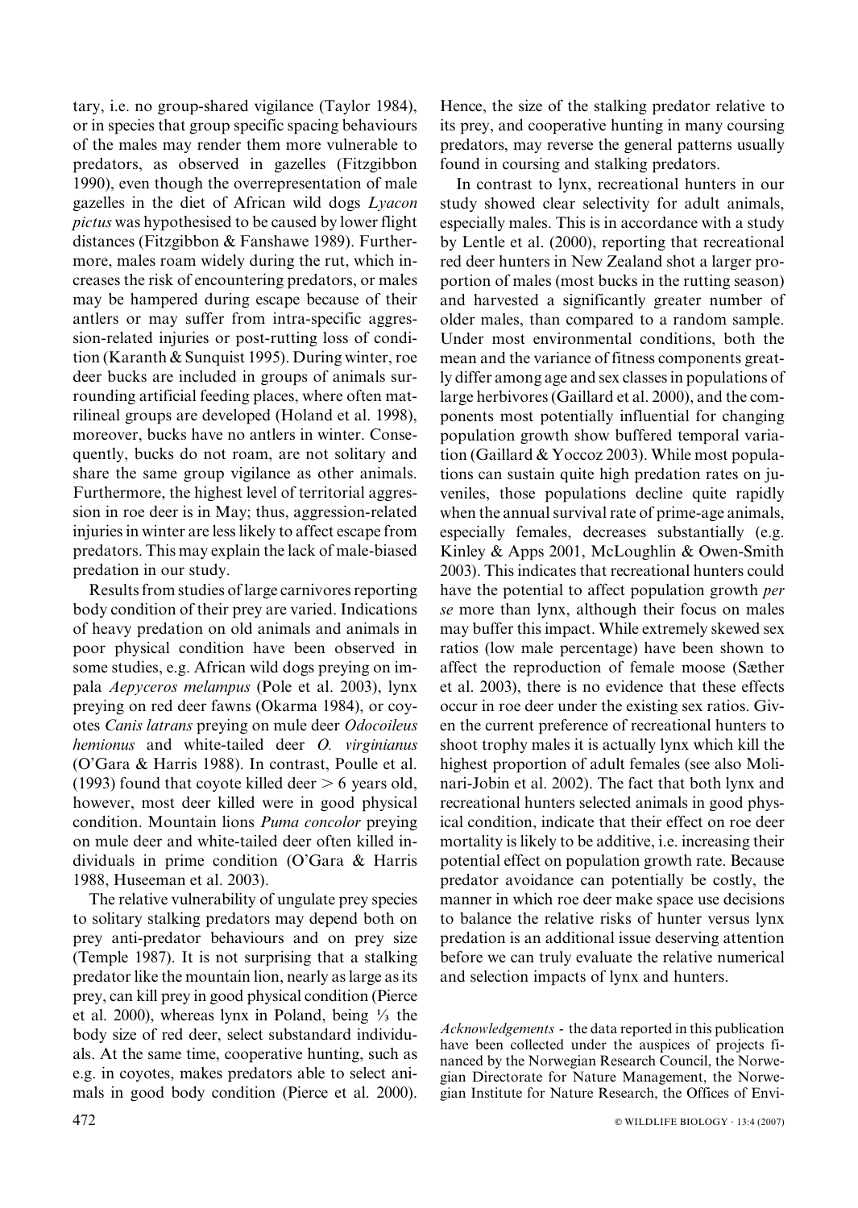tary, i.e. no group-shared vigilance (Taylor 1984), or in species that group specific spacing behaviours of the males may render them more vulnerable to predators, as observed in gazelles (Fitzgibbon 1990), even though the overrepresentation of male gazelles in the diet of African wild dogs *Lyacon pictus* was hypothesised to be caused by lower flight distances (Fitzgibbon & Fanshawe 1989). Furthermore, males roam widely during the rut, which increases the risk of encountering predators, or males may be hampered during escape because of their antlers or may suffer from intra-specific aggression-related injuries or post-rutting loss of condition (Karanth & Sunquist 1995). During winter, roe deer bucks are included in groups of animals surrounding artificial feeding places, where often matrilineal groups are developed (Holand et al. 1998), moreover, bucks have no antlers in winter. Consequently, bucks do not roam, are not solitary and share the same group vigilance as other animals. Furthermore, the highest level of territorial aggression in roe deer is in May; thus, aggression-related injuries in winter are less likely to affect escape from predators. This may explain the lack of male-biased predation in our study.

Results from studies of large carnivores reporting body condition of their prey are varied. Indications of heavy predation on old animals and animals in poor physical condition have been observed in some studies, e.g. African wild dogs preying on impala *Aepyceros melampus* (Pole et al. 2003), lynx preying on red deer fawns (Okarma 1984), or coyotes *Canis latrans* preying on mule deer *Odocoileus hemionus* and white-tailed deer *O. virginianus* (O'Gara & Harris 1988). In contrast, Poulle et al. (1993) found that coyote killed deer > 6 years old, however, most deer killed were in good physical condition. Mountain lions *Puma concolor* preying on mule deer and white-tailed deer often killed individuals in prime condition (O'Gara & Harris 1988, Huseeman et al. 2003).

The relative vulnerability of ungulate prey species to solitary stalking predators may depend both on prey anti-predator behaviours and on prey size (Temple 1987). It is not surprising that a stalking predator like the mountain lion, nearly as large as its prey, can kill prey in good physical condition (Pierce et al. 2000), whereas lynx in Poland, being ⅓ the body size of red deer, select substandard individuals. At the same time, cooperative hunting, such as e.g. in coyotes, makes predators able to select animals in good body condition (Pierce et al. 2000). Hence, the size of the stalking predator relative to its prey, and cooperative hunting in many coursing predators, may reverse the general patterns usually found in coursing and stalking predators.

In contrast to lynx, recreational hunters in our study showed clear selectivity for adult animals, especially males. This is in accordance with a study by Lentle et al. (2000), reporting that recreational red deer hunters in New Zealand shot a larger proportion of males (most bucks in the rutting season) and harvested a significantly greater number of older males, than compared to a random sample. Under most environmental conditions, both the mean and the variance of fitness components greatly differ among age and sex classes in populations of large herbivores (Gaillard et al. 2000), and the components most potentially influential for changing population growth show buffered temporal variation (Gaillard & Yoccoz 2003). While most populations can sustain quite high predation rates on juveniles, those populations decline quite rapidly when the annual survival rate of prime-age animals, especially females, decreases substantially (e.g. Kinley & Apps 2001, McLoughlin & Owen-Smith 2003). This indicates that recreational hunters could have the potential to affect population growth *per se* more than lynx, although their focus on males may buffer this impact. While extremely skewed sex ratios (low male percentage) have been shown to affect the reproduction of female moose (Sæther et al. 2003), there is no evidence that these effects occur in roe deer under the existing sex ratios. Given the current preference of recreational hunters to shoot trophy males it is actually lynx which kill the highest proportion of adult females (see also Molinari-Jobin et al. 2002). The fact that both lynx and recreational hunters selected animals in good physical condition, indicate that their effect on roe deer mortality is likely to be additive, i.e. increasing their potential effect on population growth rate. Because predator avoidance can potentially be costly, the manner in which roe deer make space use decisions to balance the relative risks of hunter versus lynx predation is an additional issue deserving attention before we can truly evaluate the relative numerical and selection impacts of lynx and hunters.

*Acknowledgements* - the data reported in this publication have been collected under the auspices of projects financed by the Norwegian Research Council, the Norwegian Directorate for Nature Management, the Norwegian Institute for Nature Research, the Offices of Envi-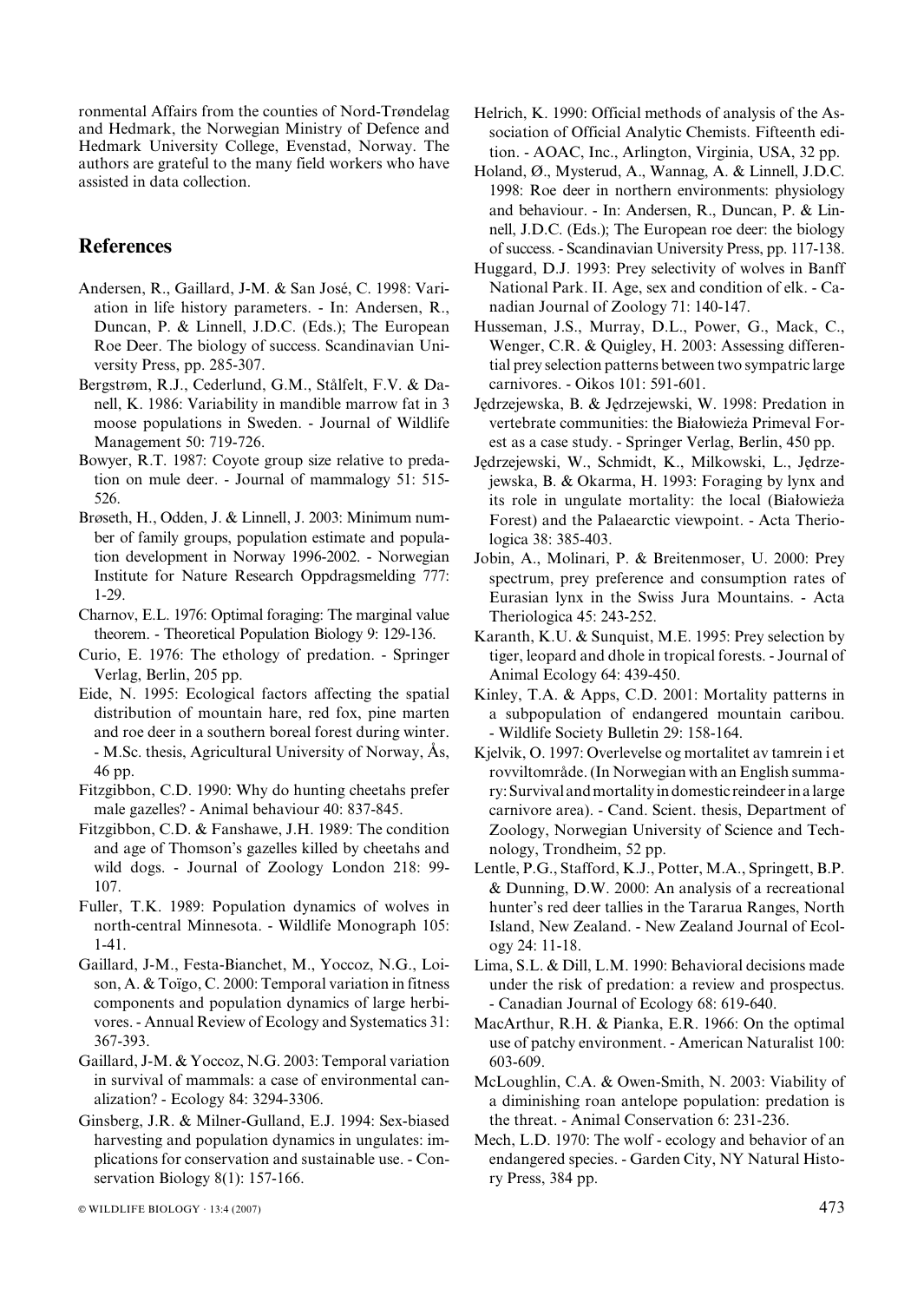ronmental Affairs from the counties of Nord-Trøndelag and Hedmark, the Norwegian Ministry of Defence and Hedmark University College, Evenstad, Norway. The authors are grateful to the many field workers who have assisted in data collection.

## References

Andersen, R., Gaillard, J-M. & San José, C. 1998: Variation in life history parameters. - In: Andersen, R., Duncan, P. & Linnell, J.D.C. (Eds.); The European Roe Deer. The biology of success. Scandinavian University Press, pp. 285-307.

Bergstrøm, R.J., Cederlund, G.M., Stålfelt, F.V. & Danell, K. 1986: Variability in mandible marrow fat in 3 moose populations in Sweden. - Journal of Wildlife Management 50: 719-726.

Bowyer, R.T. 1987: Coyote group size relative to predation on mule deer. - Journal of mammalogy 51: 515-526.

Brøseth, H., Odden, J. & Linnell, J. 2003: Minimum number of family groups, population estimate and population development in Norway 1996-2002. - Norwegian Institute for Nature Research Oppdragsmelding 777: 1-29.

Charnov, E.L. 1976: Optimal foraging: The marginal value theorem. - Theoretical Population Biology 9: 129-136.

Curio, E. 1976: The ethology of predation. - Springer Verlag, Berlin, 205 pp.

Eide, N. 1995: Ecological factors affecting the spatial distribution of mountain hare, red fox, pine marten and roe deer in a southern boreal forest during winter. - M.Sc. thesis, Agricultural University of Norway, Ås, 46 pp.

Fitzgibbon, C.D. 1990: Why do hunting cheetahs prefer male gazelles? - Animal behaviour 40: 837-845.

Fitzgibbon, C.D. & Fanshawe, J.H. 1989: The condition and age of Thomson's gazelles killed by cheetahs and wild dogs. - Journal of Zoology London 218: 99-107.

Fuller, T.K. 1989: Population dynamics of wolves in north-central Minnesota. - Wildlife Monograph 105: 1-41.

Gaillard, J-M., Festa-Bianchet, M., Yoccoz, N.G., Loison, A. & Toïgo, C. 2000: Temporal variation in fitness components and population dynamics of large herbivores. - Annual Review of Ecology and Systematics 31: 367-393.

Gaillard, J-M. & Yoccoz, N.G. 2003: Temporal variation in survival of mammals: a case of environmental canalization? - Ecology 84: 3294-3306.

Ginsberg, J.R. & Milner-Gulland, E.J. 1994: Sex-biased harvesting and population dynamics in ungulates: implications for conservation and sustainable use. - Conservation Biology 8(1): 157-166.

Helrich, K. 1990: Official methods of analysis of the Association of Official Analytic Chemists. Fifteenth edition. - AOAC, Inc., Arlington, Virginia, USA, 32 pp.

Holand, Ø., Mysterud, A., Wannag, A. & Linnell, J.D.C. 1998: Roe deer in northern environments: physiology and behaviour. - In: Andersen, R., Duncan, P. & Linnell, J.D.C. (Eds.); The European roe deer: the biology of success. - Scandinavian University Press, pp. 117-138.

Huggard, D.J. 1993: Prey selectivity of wolves in Banff National Park. II. Age, sex and condition of elk. - Canadian Journal of Zoology 71: 140-147.

Husseman, J.S., Murray, D.L., Power, G., Mack, C., Wenger, C.R. & Quigley, H. 2003: Assessing differential prey selection patterns between two sympatric large carnivores. - Oikos 101: 591-601.

Jędrzejewska, B. & Jędrzejewski, W. 1998: Predation in vertebrate communities: the Białowieża Primeval Forest as a case study. - Springer Verlag, Berlin, 450 pp.

Jędrzejewski, W., Schmidt, K., Milkowski, L., Jędrzejewska, B. & Okarma, H. 1993: Foraging by lynx and its role in ungulate mortality: the local (Białowieża Forest) and the Palaearctic viewpoint. - Acta Theriologica 38: 385-403.

Jobin, A., Molinari, P. & Breitenmoser, U. 2000: Prey spectrum, prey preference and consumption rates of Eurasian lynx in the Swiss Jura Mountains. - Acta Theriologica 45: 243-252.

Karanth, K.U. & Sunquist, M.E. 1995: Prey selection by tiger, leopard and dhole in tropical forests. - Journal of Animal Ecology 64: 439-450.

Kinley, T.A. & Apps, C.D. 2001: Mortality patterns in a subpopulation of endangered mountain caribou. - Wildlife Society Bulletin 29: 158-164.

Kjelvik, O. 1997: Overlevelse og mortalitet av tamrein i et rovviltområde. (In Norwegian with an English summary: Survival and mortality in domestic reindeer in a large carnivore area). - Cand. Scient. thesis, Department of Zoology, Norwegian University of Science and Technology, Trondheim, 52 pp.

Lentle, P.G., Stafford, K.J., Potter, M.A., Springett, B.P. & Dunning, D.W. 2000: An analysis of a recreational hunter's red deer tallies in the Tararua Ranges, North Island, New Zealand. - New Zealand Journal of Ecology 24: 11-18.

Lima, S.L. & Dill, L.M. 1990: Behavioral decisions made under the risk of predation: a review and prospectus. - Canadian Journal of Ecology 68: 619-640.

MacArthur, R.H. & Pianka, E.R. 1966: On the optimal use of patchy environment. - American Naturalist 100: 603-609.

McLoughlin, C.A. & Owen-Smith, N. 2003: Viability of a diminishing roan antelope population: predation is the threat. - Animal Conservation 6: 231-236.

Mech, L.D. 1970: The wolf - ecology and behavior of an endangered species. - Garden City, NY Natural History Press, 384 pp.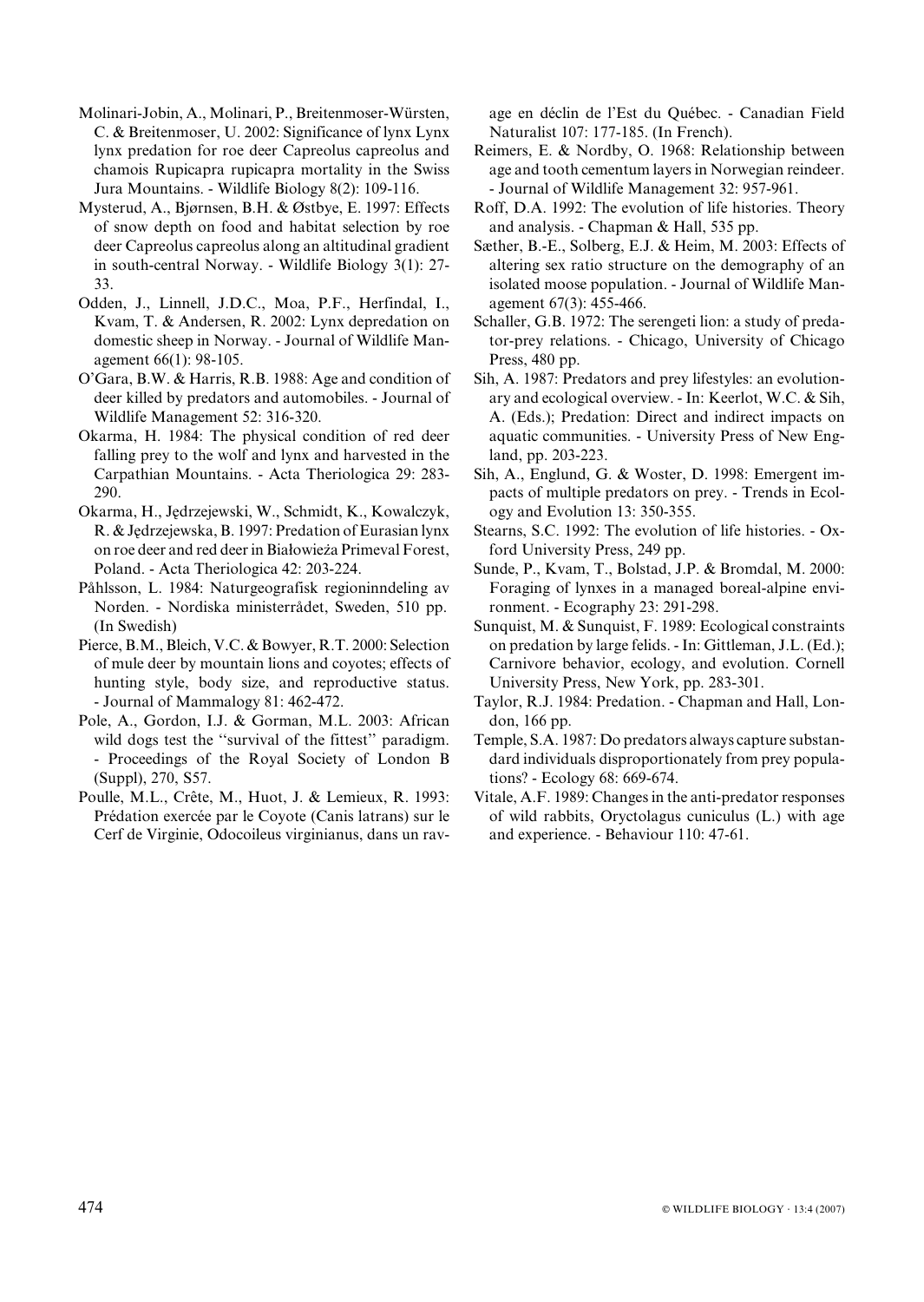Molinari-Jobin, A., Molinari, P., Breitenmoser-Würsten, C. & Breitenmoser, U. 2002: Significance of lynx Lynx lynx predation for roe deer Capreolus capreolus and chamois Rupicapra rupicapra mortality in the Swiss Jura Mountains. - Wildlife Biology 8(2): 109-116.

Mysterud, A., Bjørnsen, B.H. & Østbye, E. 1997: Effects of snow depth on food and habitat selection by roe deer Capreolus capreolus along an altitudinal gradient in south-central Norway. - Wildlife Biology 3(1): 27-33.

Odden, J., Linnell, J.D.C., Moa, P.F., Herfindal, I., Kvam, T. & Andersen, R. 2002: Lynx depredation on domestic sheep in Norway. - Journal of Wildlife Management 66(1): 98-105.

O'Gara, B.W. & Harris, R.B. 1988: Age and condition of deer killed by predators and automobiles. - Journal of Wildlife Management 52: 316-320.

Okarma, H. 1984: The physical condition of red deer falling prey to the wolf and lynx and harvested in the Carpathian Mountains. - Acta Theriologica 29: 283-290.

Okarma, H., Jędrzejewski, W., Schmidt, K., Kowalczyk, R. & Jędrzejewska, B. 1997: Predation of Eurasian lynx on roe deer and red deer in Białowieża Primeval Forest, Poland. - Acta Theriologica 42: 203-224.

Påhlsson, L. 1984: Naturgeografisk regioninndeling av Norden. - Nordiska ministerrådet, Sweden, 510 pp. (In Swedish)

Pierce, B.M., Bleich, V.C. & Bowyer, R.T. 2000: Selection of mule deer by mountain lions and coyotes; effects of hunting style, body size, and reproductive status. - Journal of Mammalogy 81: 462-472.

Pole, A., Gordon, I.J. & Gorman, M.L. 2003: African wild dogs test the "survival of the fittest" paradigm. - Proceedings of the Royal Society of London B (Suppl), 270, S57.

Poulle, M.L., Crête, M., Huot, J. & Lemieux, R. 1993: Prédation exercée par le Coyote (Canis latrans) sur le Cerf de Virginie, Odocoileus virginianus, dans un ravage en déclin de l'Est du Québec. - Canadian Field Naturalist 107: 177-185. (In French).

Reimers, E. & Nordby, O. 1968: Relationship between age and tooth cementum layers in Norwegian reindeer. - Journal of Wildlife Management 32: 957-961.

Roff, D.A. 1992: The evolution of life histories. Theory and analysis. - Chapman & Hall, 535 pp.

Sæther, B.-E., Solberg, E.J. & Heim, M. 2003: Effects of altering sex ratio structure on the demography of an isolated moose population. - Journal of Wildlife Management 67(3): 455-466.

Schaller, G.B. 1972: The serengeti lion: a study of predator-prey relations. - Chicago, University of Chicago Press, 480 pp.

Sih, A. 1987: Predators and prey lifestyles: an evolutionary and ecological overview. - In: Keerlot, W.C. & Sih, A. (Eds.); Predation: Direct and indirect impacts on aquatic communities. - University Press of New England, pp. 203-223.

Sih, A., Englund, G. & Woster, D. 1998: Emergent impacts of multiple predators on prey. - Trends in Ecology and Evolution 13: 350-355.

Stearns, S.C. 1992: The evolution of life histories. - Oxford University Press, 249 pp.

Sunde, P., Kvam, T., Bolstad, J.P. & Bromdal, M. 2000: Foraging of lynxes in a managed boreal-alpine environment. - Ecography 23: 291-298.

Sunquist, M. & Sunquist, F. 1989: Ecological constraints on predation by large felids. - In: Gittleman, J.L. (Ed.); Carnivore behavior, ecology, and evolution. Cornell University Press, New York, pp. 283-301.

Taylor, R.J. 1984: Predation. - Chapman and Hall, London, 166 pp.

Temple, S.A. 1987: Do predators always capture substandard individuals disproportionately from prey populations? - Ecology 68: 669-674.

Vitale, A.F. 1989: Changes in the anti-predator responses of wild rabbits, Oryctolagus cuniculus (L.) with age and experience. - Behaviour 110: 47-61.